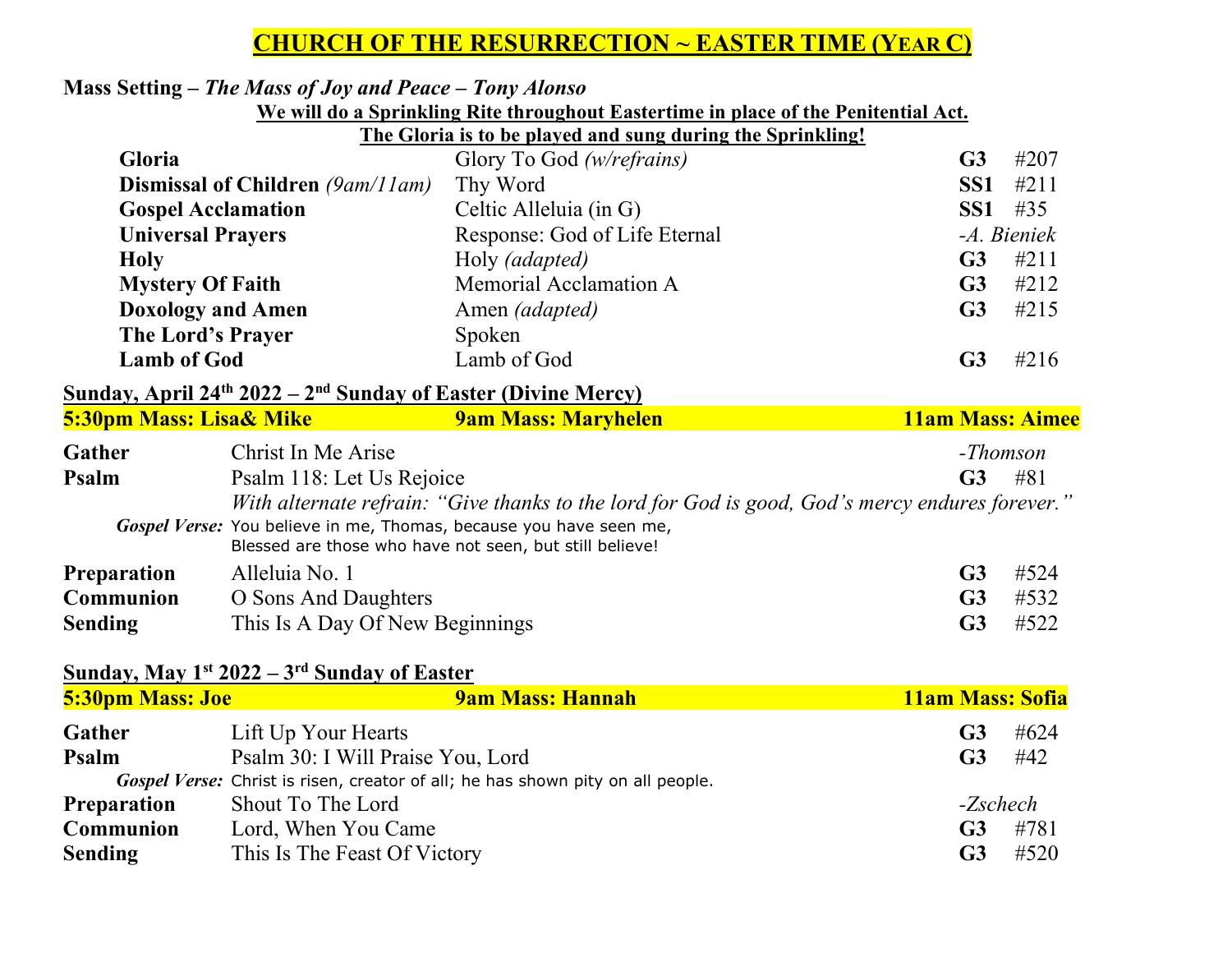# CHURCH OF THE RESURRECTION ~ EASTER TIME (YEAR C)

**Mass Setting – *The Mass of Joy and Peace – Tony Alonso***

**We will do a Sprinkling Rite throughout Eastertime in place of the Penitential Act.**
**The Gloria is to be played and sung during the Sprinkling!**

| | | | |
|---|---|---|---|
| **Gloria** | Glory To God *(w/refrains)* | **G3** | #207 |
| **Dismissal of Children** *(9am/11am)* | Thy Word | **SS1** | #211 |
| **Gospel Acclamation** | Celtic Alleluia (in G) | **SS1** | #35 |
| **Universal Prayers** | Response: God of Life Eternal | *-A. Bieniek* | |
| **Holy** | Holy *(adapted)* | **G3** | #211 |
| **Mystery Of Faith** | Memorial Acclamation A | **G3** | #212 |
| **Doxology and Amen** | Amen *(adapted)* | **G3** | #215 |
| **The Lord's Prayer** | Spoken | | |
| **Lamb of God** | Lamb of God | **G3** | #216 |

## Sunday, April 24th 2022 – 2nd Sunday of Easter (Divine Mercy)

**5:30pm Mass: Lisa& Mike** | **9am Mass: Maryhelen** | **11am Mass: Aimee**

| | | | |
|---|---|---|---|
| **Gather** | Christ In Me Arise | *-Thomson* | |
| **Psalm** | Psalm 118: Let Us Rejoice | **G3** | #81 |

*With alternate refrain: "Give thanks to the lord for God is good, God's mercy endures forever."*

***Gospel Verse:*** You believe in me, Thomas, because you have seen me,
Blessed are those who have not seen, but still believe!

| | | | |
|---|---|---|---|
| **Preparation** | Alleluia No. 1 | **G3** | #524 |
| **Communion** | O Sons And Daughters | **G3** | #532 |
| **Sending** | This Is A Day Of New Beginnings | **G3** | #522 |

## Sunday, May 1st 2022 – 3rd Sunday of Easter

**5:30pm Mass: Joe** | **9am Mass: Hannah** | **11am Mass: Sofia**

| | | | |
|---|---|---|---|
| **Gather** | Lift Up Your Hearts | **G3** | #624 |
| **Psalm** | Psalm 30: I Will Praise You, Lord | **G3** | #42 |

***Gospel Verse:*** Christ is risen, creator of all; he has shown pity on all people.

| | | | |
|---|---|---|---|
| **Preparation** | Shout To The Lord | *-Zschech* | |
| **Communion** | Lord, When You Came | **G3** | #781 |
| **Sending** | This Is The Feast Of Victory | **G3** | #520 |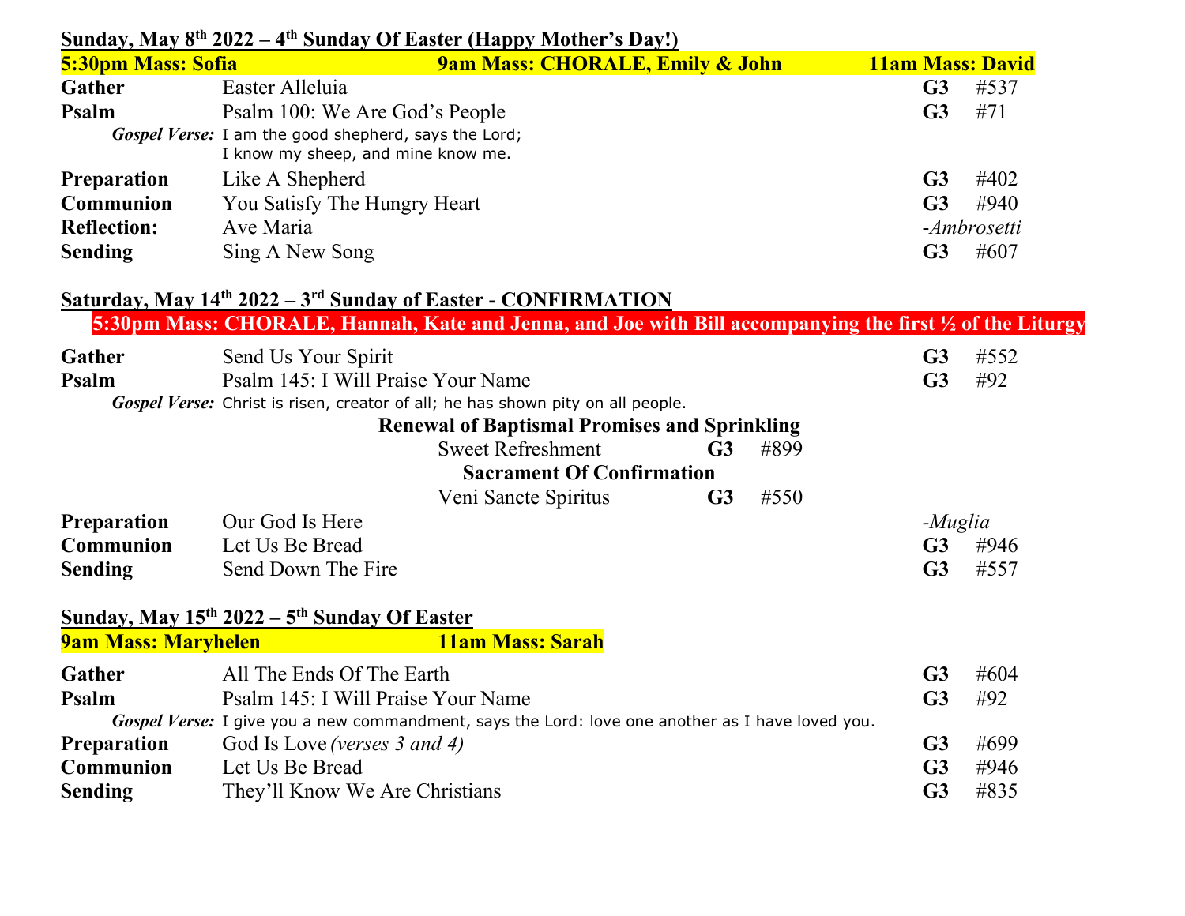## Sunday, May 8th 2022 – 4th Sunday Of Easter (Happy Mother's Day!)

**5:30pm Mass: Sofia** | **9am Mass: CHORALE, Emily & John** | **11am Mass: David**

| | | | |
|---|---|---|---|
| **Gather** | Easter Alleluia | **G3** | #537 |
| **Psalm** | Psalm 100: We Are God's People | **G3** | #71 |
| ***Gospel Verse:*** | I am the good shepherd, says the Lord; I know my sheep, and mine know me. | | |
| **Preparation** | Like A Shepherd | **G3** | #402 |
| **Communion** | You Satisfy The Hungry Heart | **G3** | #940 |
| **Reflection:** | Ave Maria | *-Ambrosetti* | |
| **Sending** | Sing A New Song | **G3** | #607 |

## Saturday, May 14th 2022 – 3rd Sunday of Easter - CONFIRMATION

**5:30pm Mass: CHORALE, Hannah, Kate and Jenna, and Joe with Bill accompanying the first ½ of the Liturgy**

| | | | |
|---|---|---|---|
| **Gather** | Send Us Your Spirit | **G3** | #552 |
| **Psalm** | Psalm 145: I Will Praise Your Name | **G3** | #92 |
| ***Gospel Verse:*** | Christ is risen, creator of all; he has shown pity on all people. | | |

**Renewal of Baptismal Promises and Sprinkling**

Sweet Refreshment **G3** #899

**Sacrament Of Confirmation**

Veni Sancte Spiritus **G3** #550

| | | | |
|---|---|---|---|
| **Preparation** | Our God Is Here | *-Muglia* | |
| **Communion** | Let Us Be Bread | **G3** | #946 |
| **Sending** | Send Down The Fire | **G3** | #557 |

## Sunday, May 15th 2022 – 5th Sunday Of Easter

**9am Mass: Maryhelen** | **11am Mass: Sarah**

| | | | |
|---|---|---|---|
| **Gather** | All The Ends Of The Earth | **G3** | #604 |
| **Psalm** | Psalm 145: I Will Praise Your Name | **G3** | #92 |
| ***Gospel Verse:*** | I give you a new commandment, says the Lord: love one another as I have loved you. | | |
| **Preparation** | God Is Love *(verses 3 and 4)* | **G3** | #699 |
| **Communion** | Let Us Be Bread | **G3** | #946 |
| **Sending** | They'll Know We Are Christians | **G3** | #835 |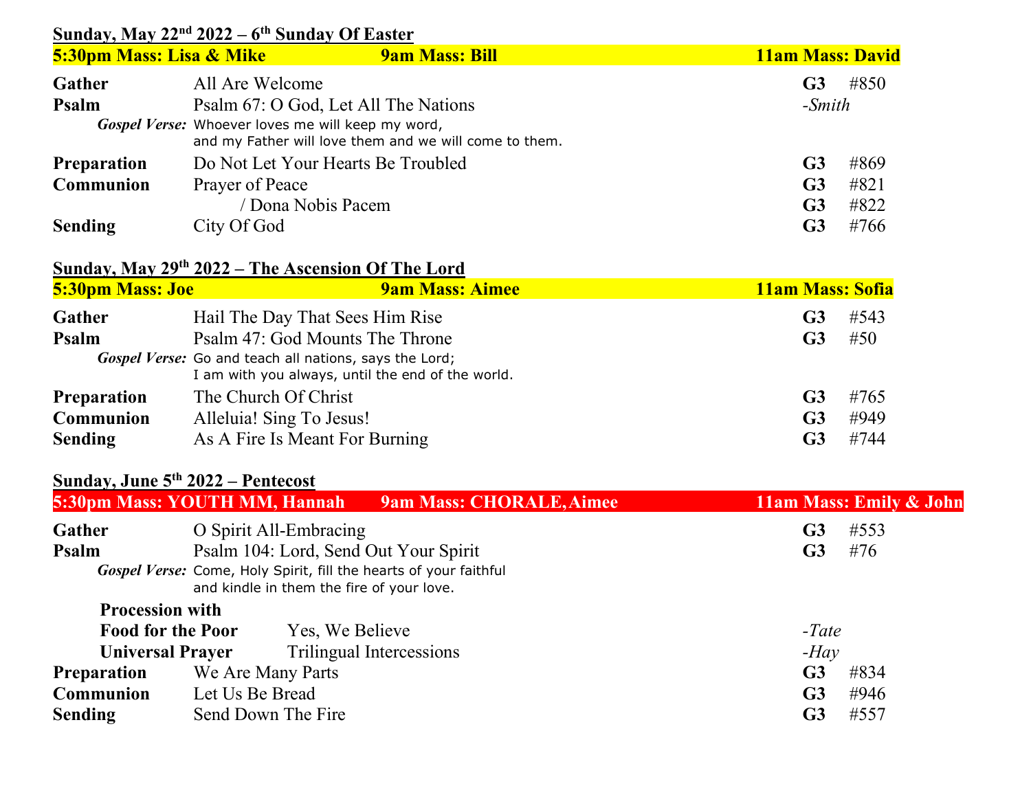## Sunday, May 22nd 2022 – 6th Sunday Of Easter

**5:30pm Mass: Lisa & Mike** | **9am Mass: Bill** | **11am Mass: David**

| | | | |
|---|---|---|---|
| **Gather** | All Are Welcome | **G3** | #850 |
| **Psalm** | Psalm 67: O God, Let All The Nations | *-Smith* | |
| ***Gospel Verse:*** | Whoever loves me will keep my word, and my Father will love them and we will come to them. | | |
| **Preparation** | Do Not Let Your Hearts Be Troubled | **G3** | #869 |
| **Communion** | Prayer of Peace | **G3** | #821 |
| | / Dona Nobis Pacem | **G3** | #822 |
| **Sending** | City Of God | **G3** | #766 |

## Sunday, May 29th 2022 – The Ascension Of The Lord

**5:30pm Mass: Joe** | **9am Mass: Aimee** | **11am Mass: Sofia**

| | | | |
|---|---|---|---|
| **Gather** | Hail The Day That Sees Him Rise | **G3** | #543 |
| **Psalm** | Psalm 47: God Mounts The Throne | **G3** | #50 |
| ***Gospel Verse:*** | Go and teach all nations, says the Lord; I am with you always, until the end of the world. | | |
| **Preparation** | The Church Of Christ | **G3** | #765 |
| **Communion** | Alleluia! Sing To Jesus! | **G3** | #949 |
| **Sending** | As A Fire Is Meant For Burning | **G3** | #744 |

## Sunday, June 5th 2022 – Pentecost

**5:30pm Mass: YOUTH MM, Hannah** | **9am Mass: CHORALE, Aimee** | **11am Mass: Emily & John**

| | | | |
|---|---|---|---|
| **Gather** | O Spirit All-Embracing | **G3** | #553 |
| **Psalm** | Psalm 104: Lord, Send Out Your Spirit | **G3** | #76 |
| ***Gospel Verse:*** | Come, Holy Spirit, fill the hearts of your faithful and kindle in them the fire of your love. | | |
| **Procession with Food for the Poor** | Yes, We Believe | *-Tate* | |
| **Universal Prayer** | Trilingual Intercessions | *-Hay* | |
| **Preparation** | We Are Many Parts | **G3** | #834 |
| **Communion** | Let Us Be Bread | **G3** | #946 |
| **Sending** | Send Down The Fire | **G3** | #557 |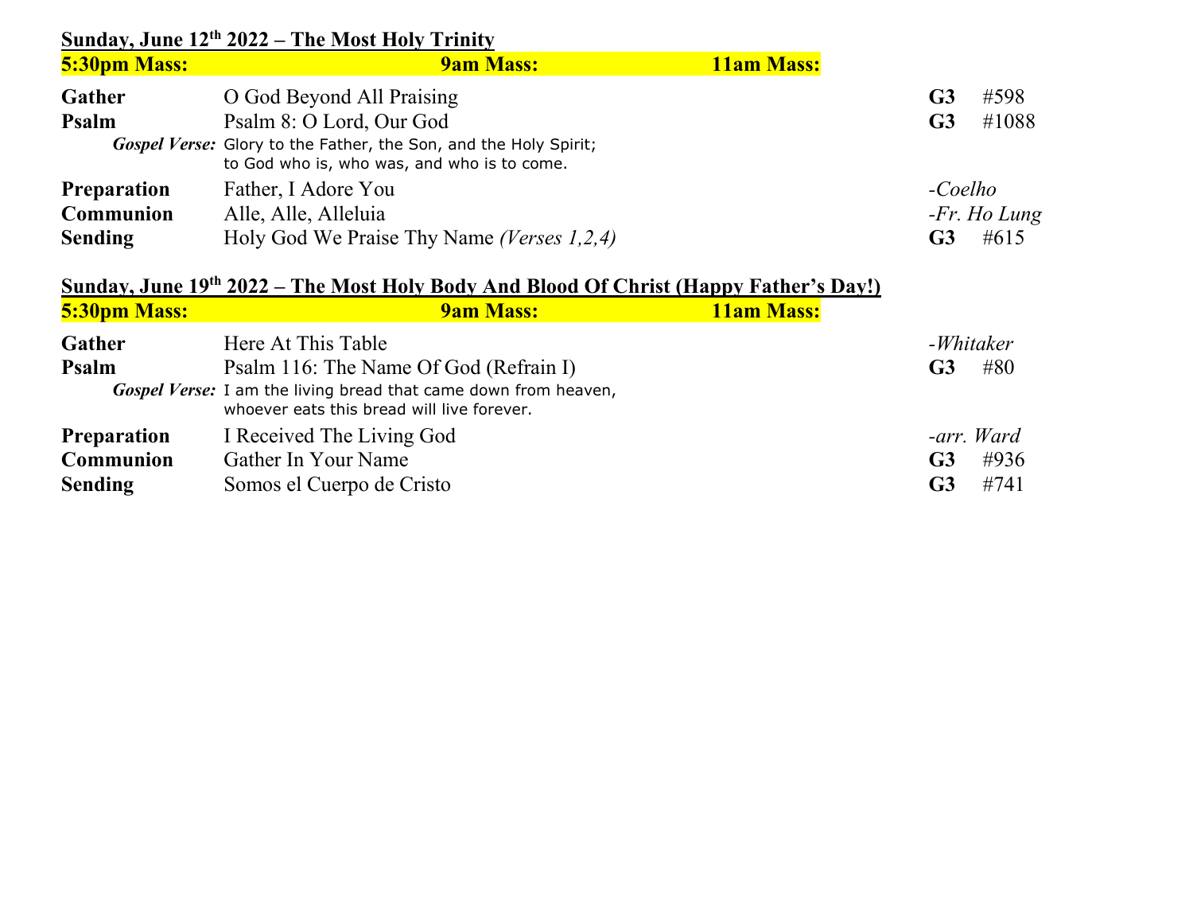## Sunday, June 12th 2022 – The Most Holy Trinity

**5:30pm Mass: 9am Mass: 11am Mass:**

| | | |
|---|---|---|
| **Gather** | O God Beyond All Praising | **G3** #598 |
| **Psalm** | Psalm 8: O Lord, Our God | **G3** #1088 |
| ***Gospel Verse:*** | Glory to the Father, the Son, and the Holy Spirit; to God who is, who was, and who is to come. | |
| **Preparation** | Father, I Adore You | *-Coelho* |
| **Communion** | Alle, Alle, Alleluia | *-Fr. Ho Lung* |
| **Sending** | Holy God We Praise Thy Name *(Verses 1,2,4)* | **G3** #615 |

## Sunday, June 19th 2022 – The Most Holy Body And Blood Of Christ (Happy Father's Day!)

**5:30pm Mass: 9am Mass: 11am Mass:**

| | | |
|---|---|---|
| **Gather** | Here At This Table | *-Whitaker* |
| **Psalm** | Psalm 116: The Name Of God (Refrain I) | **G3** #80 |
| ***Gospel Verse:*** | I am the living bread that came down from heaven, whoever eats this bread will live forever. | |
| **Preparation** | I Received The Living God | *-arr. Ward* |
| **Communion** | Gather In Your Name | **G3** #936 |
| **Sending** | Somos el Cuerpo de Cristo | **G3** #741 |